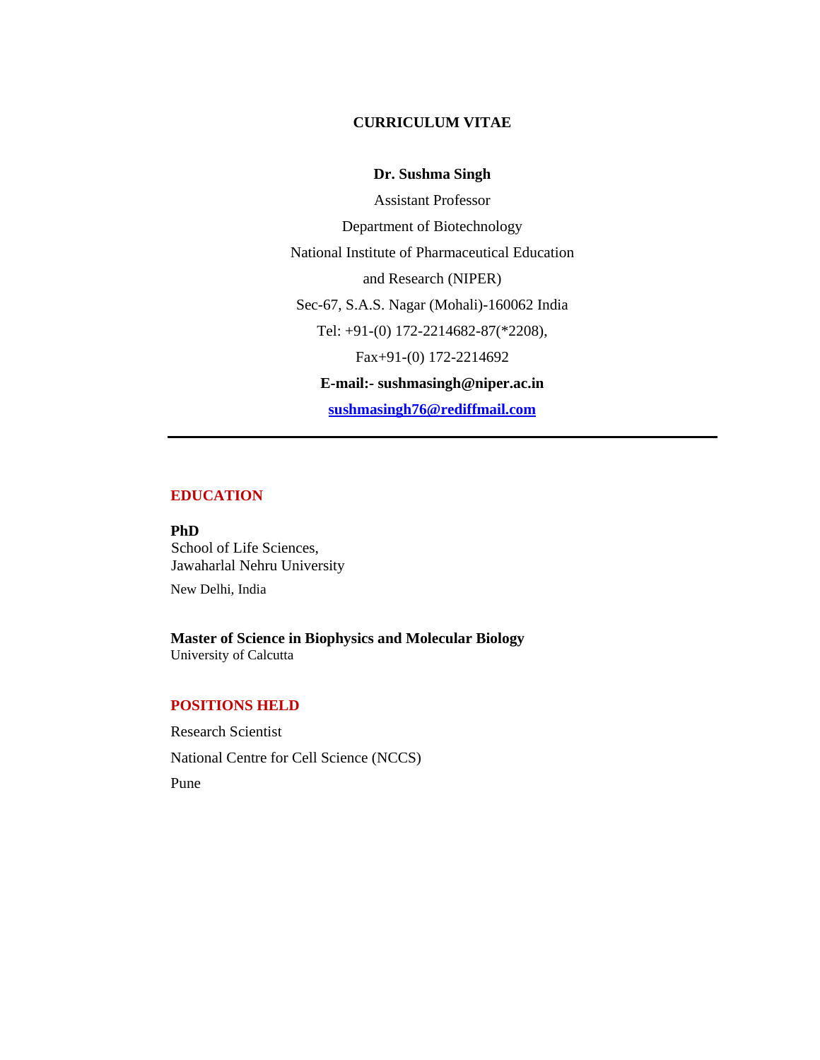# CURRICULUM VITAE

**Dr. Sushma Singh**

Assistant Professor

Department of Biotechnology

National Institute of Pharmaceutical Education

and Research (NIPER)

Sec-67, S.A.S. Nagar (Mohali)-160062 India

Tel: +91-(0) 172-2214682-87(*2208),

Fax+91-(0) 172-2214692

**E-mail:- sushmasingh@niper.ac.in**

**sushmasingh76@rediffmail.com**

---

## EDUCATION

**PhD**
School of Life Sciences,
Jawaharlal Nehru University

New Delhi, India

**Master of Science in Biophysics and Molecular Biology**
University of Calcutta

## POSITIONS HELD

Research Scientist

National Centre for Cell Science (NCCS)

Pune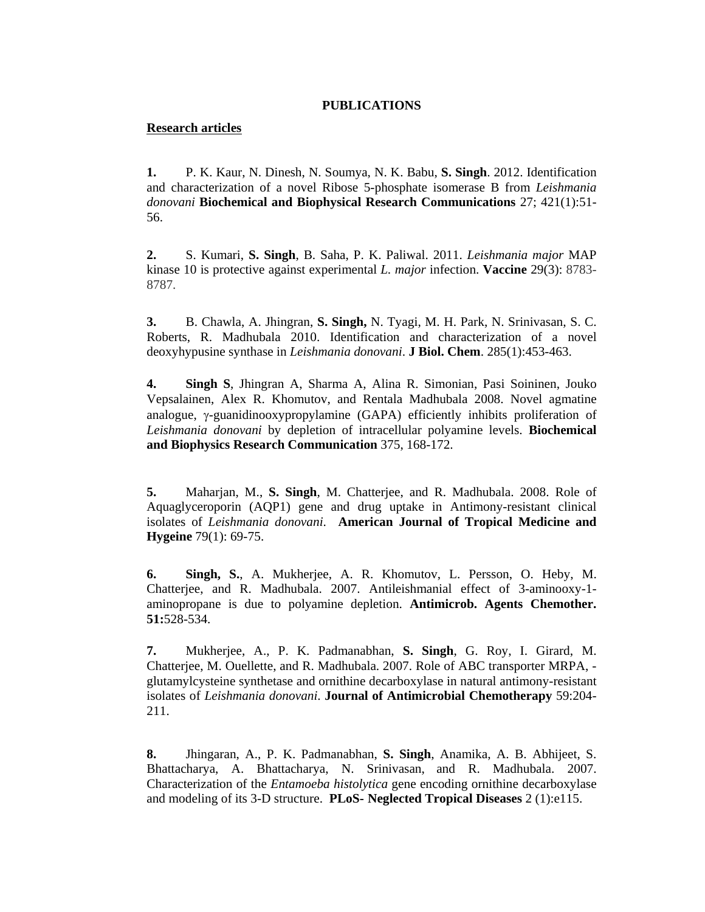# PUBLICATIONS

## Research articles

**1.** P. K. Kaur, N. Dinesh, N. Soumya, N. K. Babu, **S. Singh**. 2012. Identification and characterization of a novel Ribose 5-phosphate isomerase B from *Leishmania donovani* **Biochemical and Biophysical Research Communications** 27; 421(1):51-56.

**2.** S. Kumari, **S. Singh**, B. Saha, P. K. Paliwal. 2011. *Leishmania major* MAP kinase 10 is protective against experimental *L. major* infection. **Vaccine** 29(3): 8783-8787.

**3.** B. Chawla, A. Jhingran, **S. Singh,** N. Tyagi, M. H. Park, N. Srinivasan, S. C. Roberts, R. Madhubala 2010. Identification and characterization of a novel deoxyhypusine synthase in *Leishmania donovani*. **J Biol. Chem**. 285(1):453-463.

**4.** **Singh S**, Jhingran A, Sharma A, Alina R. Simonian, Pasi Soininen, Jouko Vepsalainen, Alex R. Khomutov, and Rentala Madhubala 2008. Novel agmatine analogue, γ-guanidinooxypropylamine (GAPA) efficiently inhibits proliferation of *Leishmania donovani* by depletion of intracellular polyamine levels. **Biochemical and Biophysics Research Communication** 375, 168-172.

**5.** Maharjan, M., **S. Singh**, M. Chatterjee, and R. Madhubala. 2008. Role of Aquaglyceroporin (AQP1) gene and drug uptake in Antimony-resistant clinical isolates of *Leishmania donovani*. **American Journal of Tropical Medicine and Hygeine** 79(1): 69-75.

**6.** **Singh, S.**, A. Mukherjee, A. R. Khomutov, L. Persson, O. Heby, M. Chatterjee, and R. Madhubala. 2007. Antileishmanial effect of 3-aminooxy-1-aminopropane is due to polyamine depletion. **Antimicrob. Agents Chemother. 51:**528-534.

**7.** Mukherjee, A., P. K. Padmanabhan, **S. Singh**, G. Roy, I. Girard, M. Chatterjee, M. Ouellette, and R. Madhubala. 2007. Role of ABC transporter MRPA, -glutamylcysteine synthetase and ornithine decarboxylase in natural antimony-resistant isolates of *Leishmania donovani*. **Journal of Antimicrobial Chemotherapy** 59:204-211.

**8.** Jhingaran, A., P. K. Padmanabhan, **S. Singh**, Anamika, A. B. Abhijeet, S. Bhattacharya, A. Bhattacharya, N. Srinivasan, and R. Madhubala. 2007. Characterization of the *Entamoeba histolytica* gene encoding ornithine decarboxylase and modeling of its 3-D structure. **PLoS- Neglected Tropical Diseases** 2 (1):e115.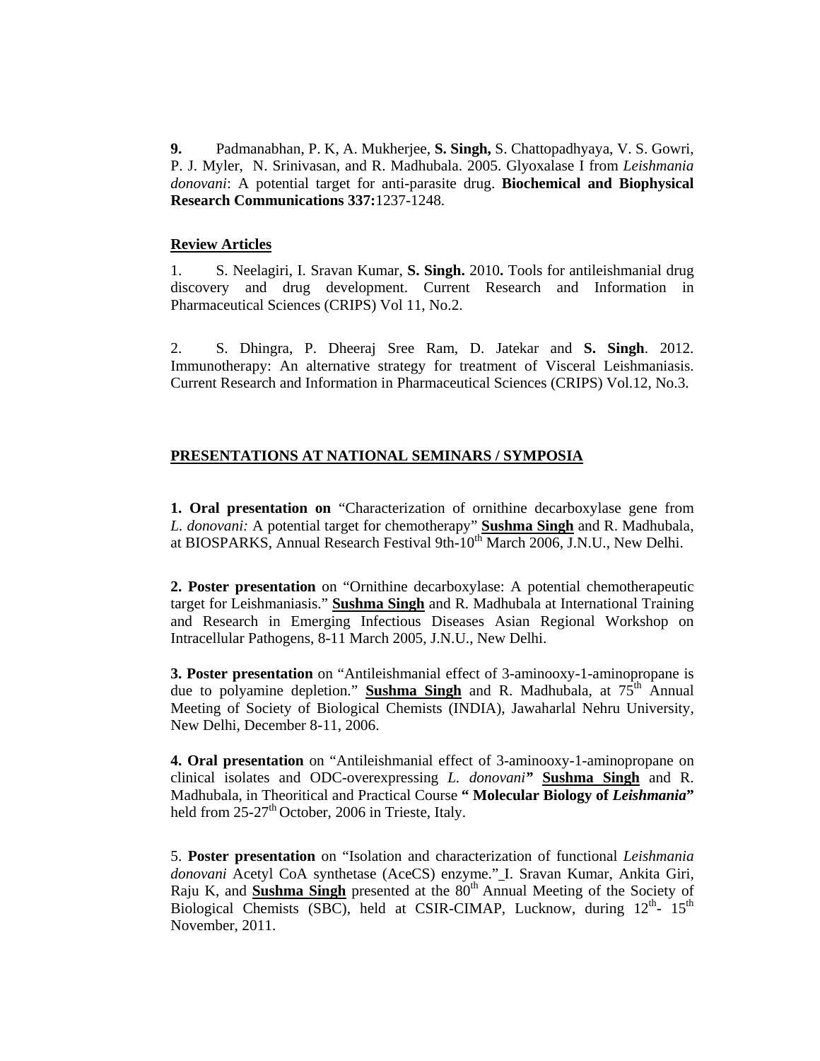**9.** Padmanabhan, P. K, A. Mukherjee, **S. Singh,** S. Chattopadhyaya, V. S. Gowri, P. J. Myler, N. Srinivasan, and R. Madhubala. 2005. Glyoxalase I from *Leishmania donovani*: A potential target for anti-parasite drug. **Biochemical and Biophysical Research Communications 337:**1237-1248.

## Review Articles

1. S. Neelagiri, I. Sravan Kumar, **S. Singh.** 2010**.** Tools for antileishmanial drug discovery and drug development. Current Research and Information in Pharmaceutical Sciences (CRIPS) Vol 11, No.2.

2. S. Dhingra, P. Dheeraj Sree Ram, D. Jatekar and **S. Singh**. 2012. Immunotherapy: An alternative strategy for treatment of Visceral Leishmaniasis. Current Research and Information in Pharmaceutical Sciences (CRIPS) Vol.12, No.3.

## PRESENTATIONS AT NATIONAL SEMINARS / SYMPOSIA

**1. Oral presentation on** "Characterization of ornithine decarboxylase gene from *L. donovani:* A potential target for chemotherapy" **Sushma Singh** and R. Madhubala, at BIOSPARKS, Annual Research Festival 9th-10th March 2006, J.N.U., New Delhi.

**2. Poster presentation** on "Ornithine decarboxylase: A potential chemotherapeutic target for Leishmaniasis." **Sushma Singh** and R. Madhubala at International Training and Research in Emerging Infectious Diseases Asian Regional Workshop on Intracellular Pathogens, 8-11 March 2005, J.N.U., New Delhi.

**3. Poster presentation** on "Antileishmanial effect of 3-aminooxy-1-aminopropane is due to polyamine depletion." **Sushma Singh** and R. Madhubala, at 75th Annual Meeting of Society of Biological Chemists (INDIA), Jawaharlal Nehru University, New Delhi, December 8-11, 2006.

**4. Oral presentation** on "Antileishmanial effect of 3-aminooxy-1-aminopropane on clinical isolates and ODC-overexpressing *L. donovani*" **Sushma Singh** and R. Madhubala, in Theoritical and Practical Course **" Molecular Biology of *Leishmania*"** held from 25-27th October, 2006 in Trieste, Italy.

5. **Poster presentation** on "Isolation and characterization of functional *Leishmania donovani* Acetyl CoA synthetase (AceCS) enzyme." I. Sravan Kumar, Ankita Giri, Raju K, and **Sushma Singh** presented at the 80th Annual Meeting of the Society of Biological Chemists (SBC), held at CSIR-CIMAP, Lucknow, during 12th- 15th November, 2011.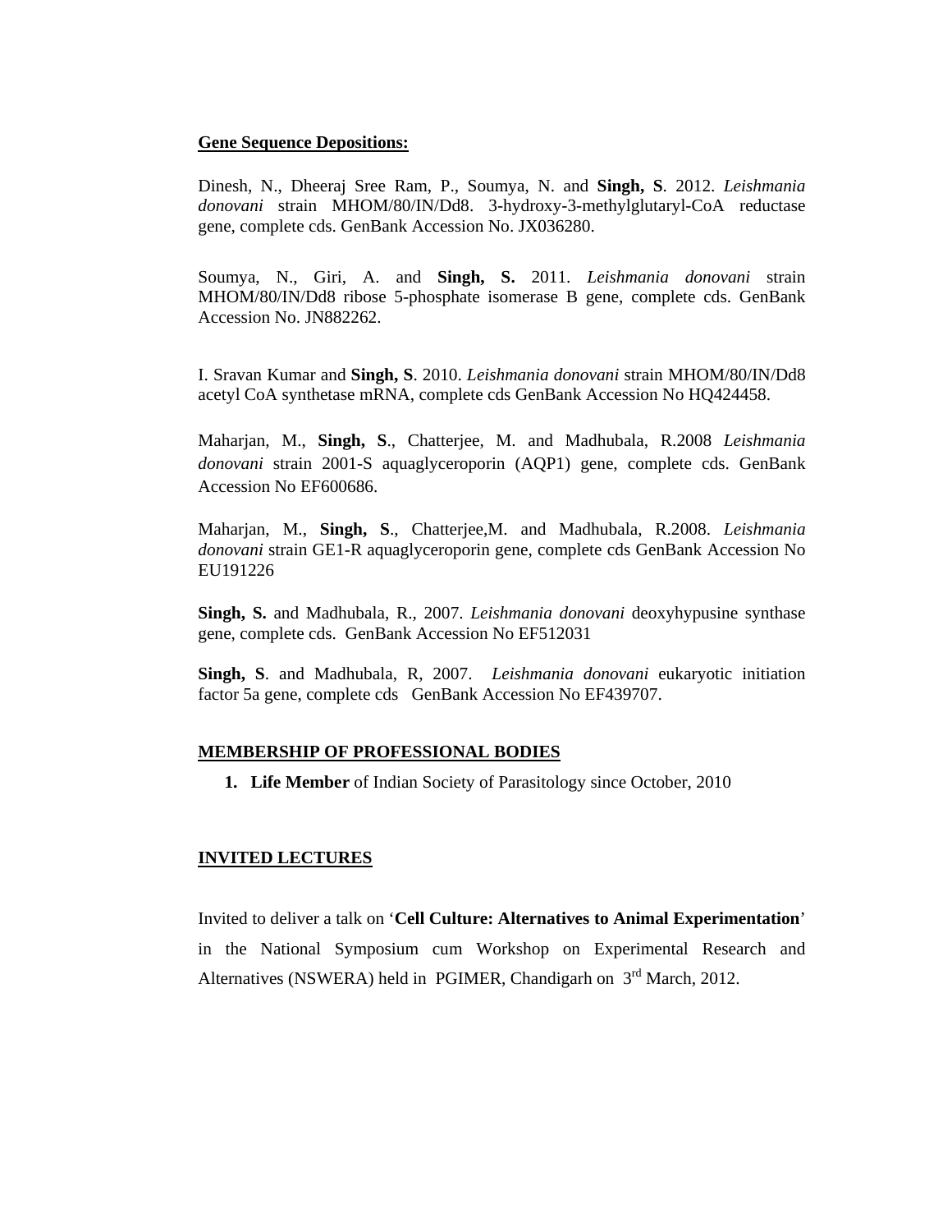**Gene Sequence Depositions:**

Dinesh, N., Dheeraj Sree Ram, P., Soumya, N. and **Singh, S**. 2012. *Leishmania donovani* strain MHOM/80/IN/Dd8. 3-hydroxy-3-methylglutaryl-CoA reductase gene, complete cds. GenBank Accession No. JX036280.

Soumya, N., Giri, A. and **Singh, S.** 2011. *Leishmania donovani* strain MHOM/80/IN/Dd8 ribose 5-phosphate isomerase B gene, complete cds. GenBank Accession No. JN882262.

I. Sravan Kumar and **Singh, S**. 2010. *Leishmania donovani* strain MHOM/80/IN/Dd8 acetyl CoA synthetase mRNA, complete cds GenBank Accession No HQ424458.

Maharjan, M., **Singh, S**., Chatterjee, M. and Madhubala, R.2008 *Leishmania donovani* strain 2001-S aquaglyceroporin (AQP1) gene, complete cds. GenBank Accession No EF600686.

Maharjan, M., **Singh, S**., Chatterjee,M. and Madhubala, R.2008. *Leishmania donovani* strain GE1-R aquaglyceroporin gene, complete cds GenBank Accession No EU191226

**Singh, S.** and Madhubala, R., 2007. *Leishmania donovani* deoxyhypusine synthase gene, complete cds. GenBank Accession No EF512031

**Singh, S**. and Madhubala, R, 2007. *Leishmania donovani* eukaryotic initiation factor 5a gene, complete cds GenBank Accession No EF439707.

**MEMBERSHIP OF PROFESSIONAL BODIES**

1. **Life Member** of Indian Society of Parasitology since October, 2010

**INVITED LECTURES**

Invited to deliver a talk on '**Cell Culture: Alternatives to Animal Experimentation**' in the National Symposium cum Workshop on Experimental Research and Alternatives (NSWERA) held in PGIMER, Chandigarh on 3rd March, 2012.